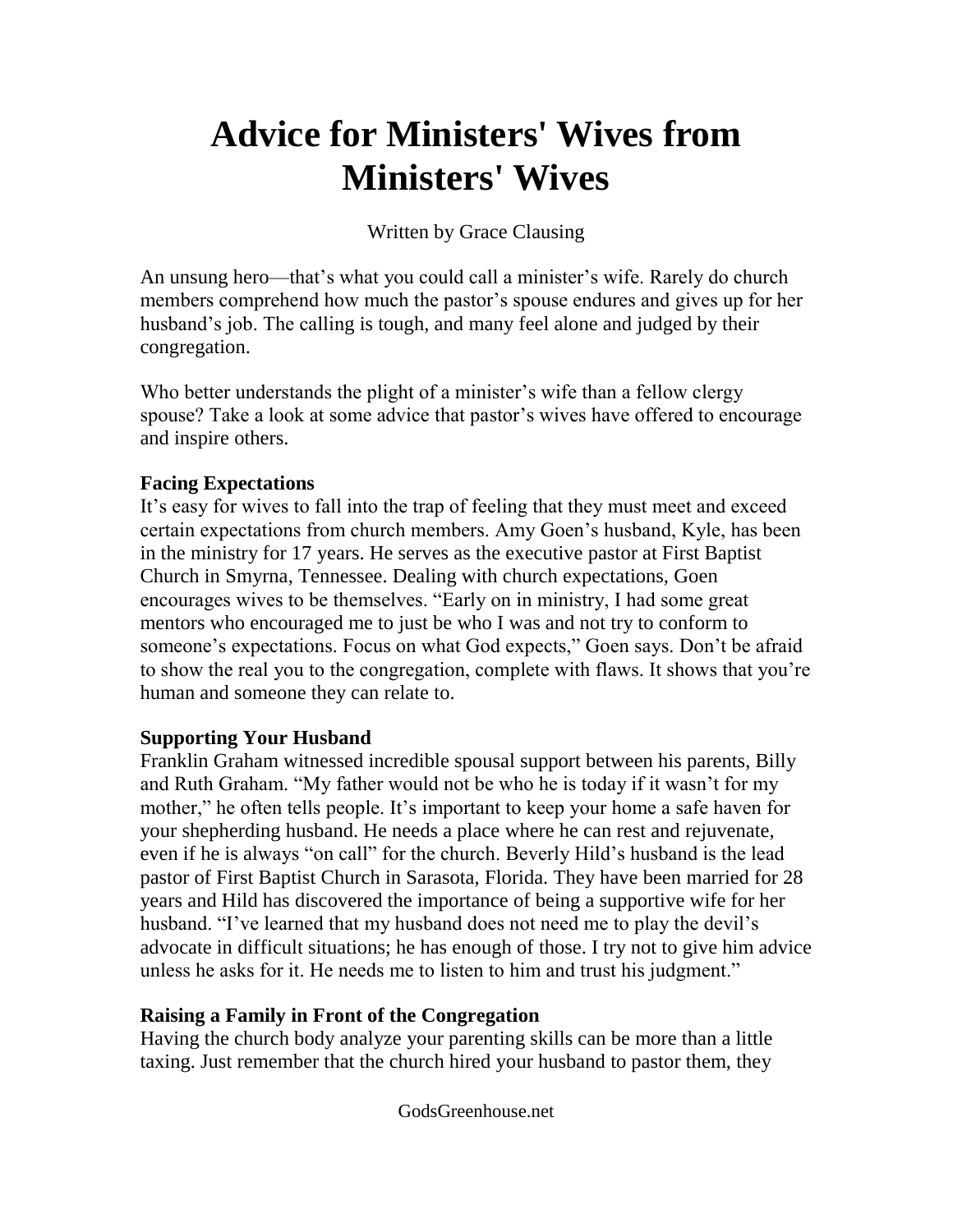# Advice for Ministers' Wives from Ministers' Wives

Written by Grace Clausing

An unsung hero—that's what you could call a minister's wife. Rarely do church members comprehend how much the pastor's spouse endures and gives up for her husband's job. The calling is tough, and many feel alone and judged by their congregation.

Who better understands the plight of a minister's wife than a fellow clergy spouse? Take a look at some advice that pastor's wives have offered to encourage and inspire others.

**Facing Expectations**

It's easy for wives to fall into the trap of feeling that they must meet and exceed certain expectations from church members. Amy Goen's husband, Kyle, has been in the ministry for 17 years. He serves as the executive pastor at First Baptist Church in Smyrna, Tennessee. Dealing with church expectations, Goen encourages wives to be themselves. "Early on in ministry, I had some great mentors who encouraged me to just be who I was and not try to conform to someone's expectations. Focus on what God expects," Goen says. Don't be afraid to show the real you to the congregation, complete with flaws. It shows that you're human and someone they can relate to.

**Supporting Your Husband**

Franklin Graham witnessed incredible spousal support between his parents, Billy and Ruth Graham. "My father would not be who he is today if it wasn't for my mother," he often tells people. It's important to keep your home a safe haven for your shepherding husband. He needs a place where he can rest and rejuvenate, even if he is always "on call" for the church. Beverly Hild's husband is the lead pastor of First Baptist Church in Sarasota, Florida. They have been married for 28 years and Hild has discovered the importance of being a supportive wife for her husband. "I've learned that my husband does not need me to play the devil's advocate in difficult situations; he has enough of those. I try not to give him advice unless he asks for it. He needs me to listen to him and trust his judgment."

**Raising a Family in Front of the Congregation**

Having the church body analyze your parenting skills can be more than a little taxing. Just remember that the church hired your husband to pastor them, they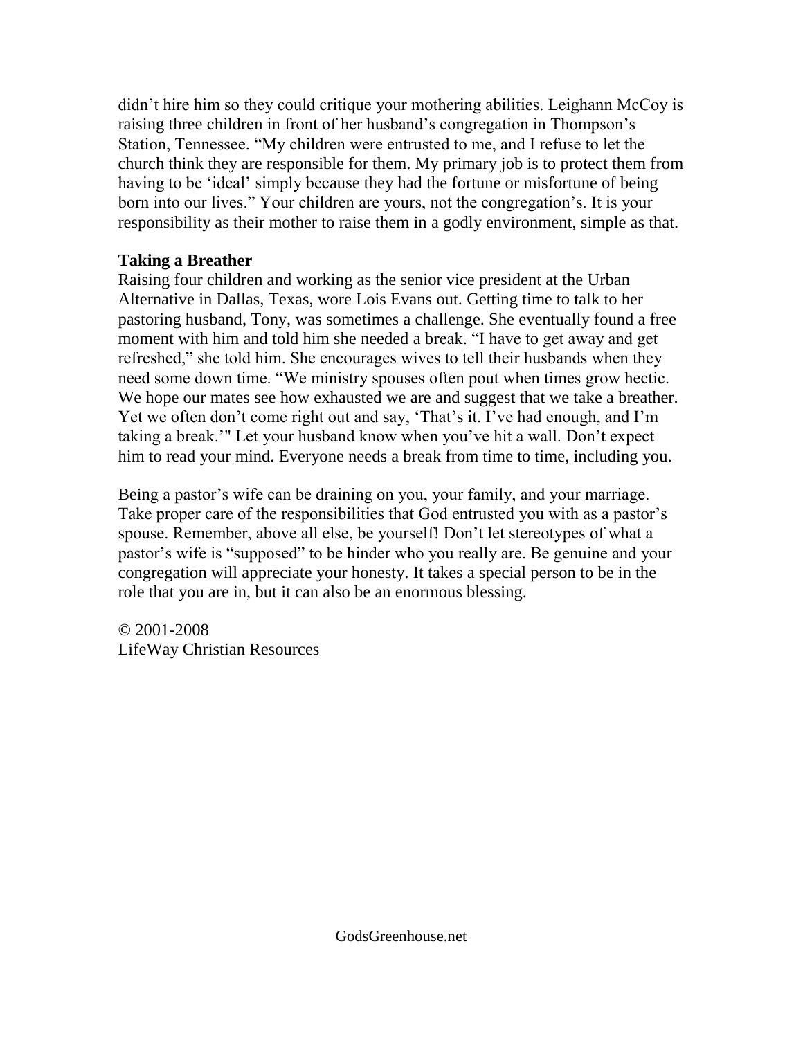didn't hire him so they could critique your mothering abilities. Leighann McCoy is raising three children in front of her husband's congregation in Thompson's Station, Tennessee. "My children were entrusted to me, and I refuse to let the church think they are responsible for them. My primary job is to protect them from having to be 'ideal' simply because they had the fortune or misfortune of being born into our lives." Your children are yours, not the congregation's. It is your responsibility as their mother to raise them in a godly environment, simple as that.

**Taking a Breather**

Raising four children and working as the senior vice president at the Urban Alternative in Dallas, Texas, wore Lois Evans out. Getting time to talk to her pastoring husband, Tony, was sometimes a challenge. She eventually found a free moment with him and told him she needed a break. "I have to get away and get refreshed," she told him. She encourages wives to tell their husbands when they need some down time. "We ministry spouses often pout when times grow hectic. We hope our mates see how exhausted we are and suggest that we take a breather. Yet we often don't come right out and say, 'That's it. I've had enough, and I'm taking a break.'" Let your husband know when you've hit a wall. Don't expect him to read your mind. Everyone needs a break from time to time, including you.

Being a pastor's wife can be draining on you, your family, and your marriage. Take proper care of the responsibilities that God entrusted you with as a pastor's spouse. Remember, above all else, be yourself! Don't let stereotypes of what a pastor's wife is "supposed" to be hinder who you really are. Be genuine and your congregation will appreciate your honesty. It takes a special person to be in the role that you are in, but it can also be an enormous blessing.

© 2001-2008
LifeWay Christian Resources